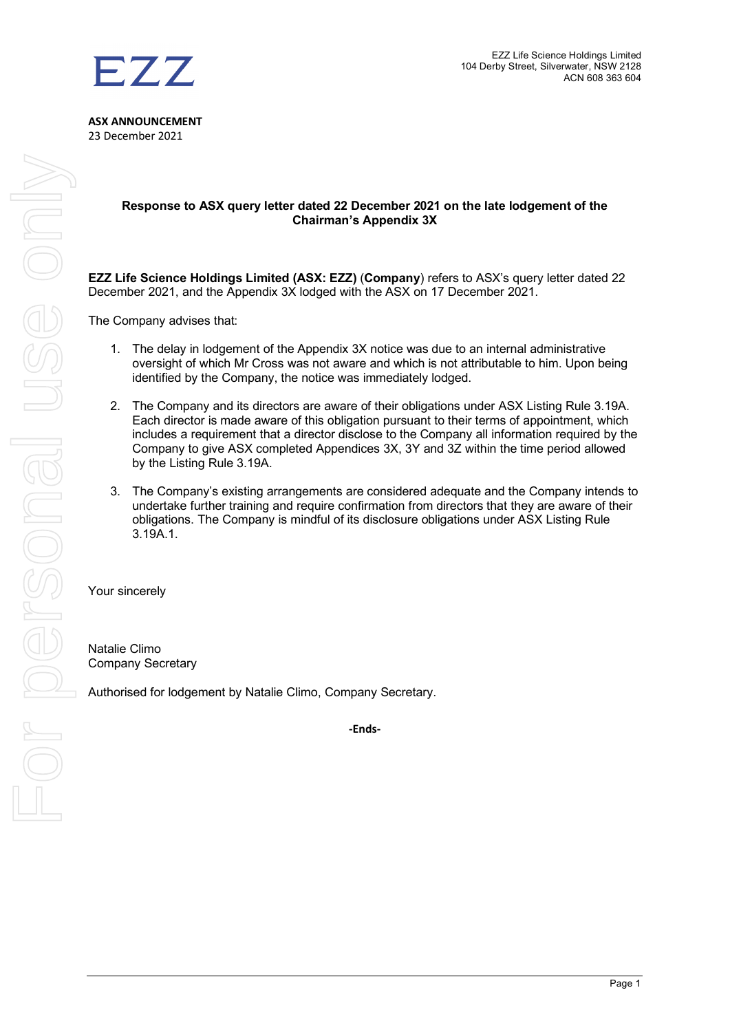EZZ

EZZ Life Science Holdings Limited
104 Derby Street, Silverwater, NSW 2128
ACN 608 363 604

**ASX ANNOUNCEMENT**
23 December 2021

## Response to ASX query letter dated 22 December 2021 on the late lodgement of the Chairman's Appendix 3X

**EZZ Life Science Holdings Limited (ASX: EZZ)** (**Company**) refers to ASX's query letter dated 22 December 2021, and the Appendix 3X lodged with the ASX on 17 December 2021.

The Company advises that:

1. The delay in lodgement of the Appendix 3X notice was due to an internal administrative oversight of which Mr Cross was not aware and which is not attributable to him. Upon being identified by the Company, the notice was immediately lodged.
2. The Company and its directors are aware of their obligations under ASX Listing Rule 3.19A. Each director is made aware of this obligation pursuant to their terms of appointment, which includes a requirement that a director disclose to the Company all information required by the Company to give ASX completed Appendices 3X, 3Y and 3Z within the time period allowed by the Listing Rule 3.19A.
3. The Company's existing arrangements are considered adequate and the Company intends to undertake further training and require confirmation from directors that they are aware of their obligations. The Company is mindful of its disclosure obligations under ASX Listing Rule 3.19A.1.

Your sincerely

Natalie Climo
Company Secretary

Authorised for lodgement by Natalie Climo, Company Secretary.

**-Ends-**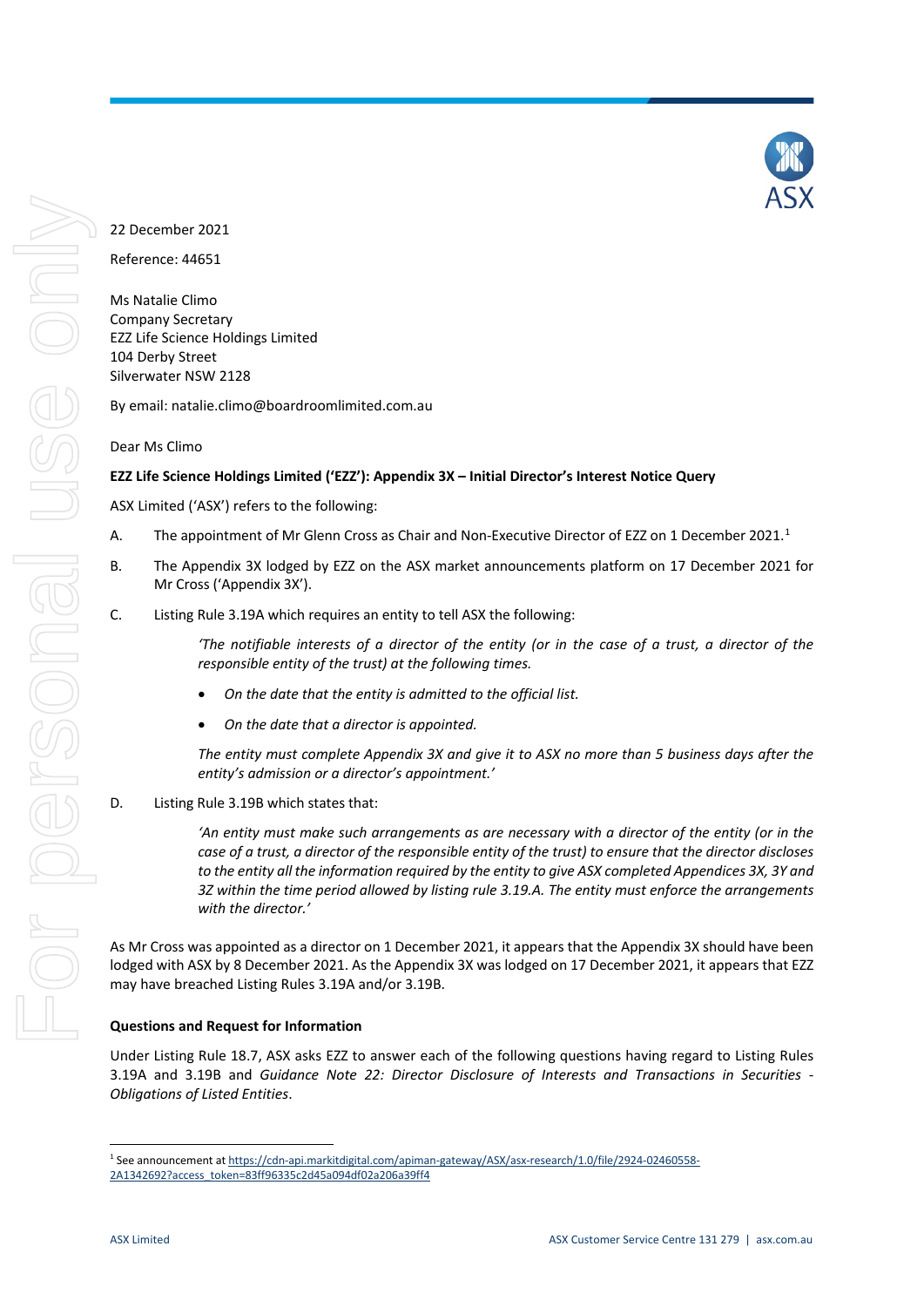22 December 2021

Reference: 44651

Ms Natalie Climo
Company Secretary
EZZ Life Science Holdings Limited
104 Derby Street
Silverwater NSW 2128

By email: natalie.climo@boardroomlimited.com.au

Dear Ms Climo

**EZZ Life Science Holdings Limited ('EZZ'): Appendix 3X – Initial Director's Interest Notice Query**

ASX Limited ('ASX') refers to the following:

A. The appointment of Mr Glenn Cross as Chair and Non-Executive Director of EZZ on 1 December 2021.[1]

B. The Appendix 3X lodged by EZZ on the ASX market announcements platform on 17 December 2021 for Mr Cross ('Appendix 3X').

C. Listing Rule 3.19A which requires an entity to tell ASX the following:

> *'The notifiable interests of a director of the entity (or in the case of a trust, a director of the responsible entity of the trust) at the following times.*
>
> - *On the date that the entity is admitted to the official list.*
> - *On the date that a director is appointed.*
>
> *The entity must complete Appendix 3X and give it to ASX no more than 5 business days after the entity's admission or a director's appointment.'*

D. Listing Rule 3.19B which states that:

> *'An entity must make such arrangements as are necessary with a director of the entity (or in the case of a trust, a director of the responsible entity of the trust) to ensure that the director discloses to the entity all the information required by the entity to give ASX completed Appendices 3X, 3Y and 3Z within the time period allowed by listing rule 3.19.A. The entity must enforce the arrangements with the director.'*

As Mr Cross was appointed as a director on 1 December 2021, it appears that the Appendix 3X should have been lodged with ASX by 8 December 2021. As the Appendix 3X was lodged on 17 December 2021, it appears that EZZ may have breached Listing Rules 3.19A and/or 3.19B.

**Questions and Request for Information**

Under Listing Rule 18.7, ASX asks EZZ to answer each of the following questions having regard to Listing Rules 3.19A and 3.19B and *Guidance Note 22: Director Disclosure of Interests and Transactions in Securities - Obligations of Listed Entities*.

[1] See announcement at https://cdn-api.markitdigital.com/apiman-gateway/ASX/asx-research/1.0/file/2924-02460558-2A1342692?access_token=83ff96335c2d45a094df02a206a39ff4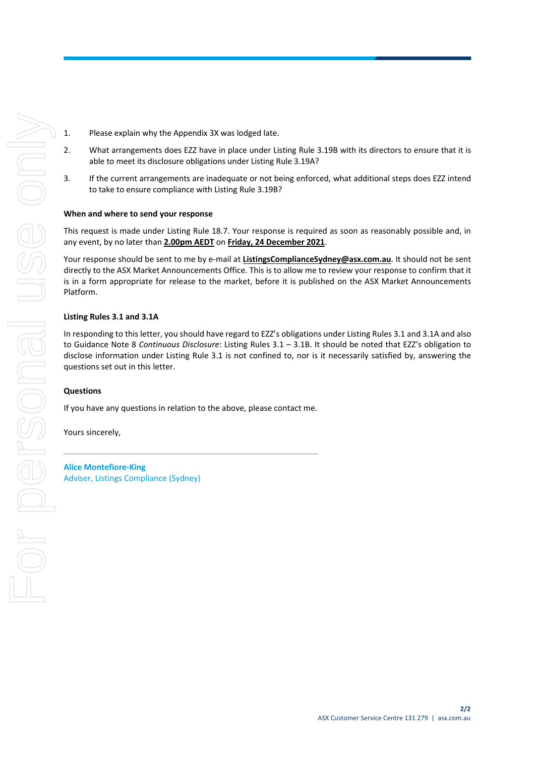1. Please explain why the Appendix 3X was lodged late.

2. What arrangements does EZZ have in place under Listing Rule 3.19B with its directors to ensure that it is able to meet its disclosure obligations under Listing Rule 3.19A?

3. If the current arrangements are inadequate or not being enforced, what additional steps does EZZ intend to take to ensure compliance with Listing Rule 3.19B?

**When and where to send your response**

This request is made under Listing Rule 18.7. Your response is required as soon as reasonably possible and, in any event, by no later than **2.00pm AEDT** on **Friday, 24 December 2021**.

Your response should be sent to me by e-mail at **ListingsComplianceSydney@asx.com.au**. It should not be sent directly to the ASX Market Announcements Office. This is to allow me to review your response to confirm that it is in a form appropriate for release to the market, before it is published on the ASX Market Announcements Platform.

**Listing Rules 3.1 and 3.1A**

In responding to this letter, you should have regard to EZZ's obligations under Listing Rules 3.1 and 3.1A and also to Guidance Note 8 *Continuous Disclosure*: Listing Rules 3.1 – 3.1B. It should be noted that EZZ's obligation to disclose information under Listing Rule 3.1 is not confined to, nor is it necessarily satisfied by, answering the questions set out in this letter.

**Questions**

If you have any questions in relation to the above, please contact me.

Yours sincerely,

---

**Alice Montefiore-King**
Adviser, Listings Compliance (Sydney)